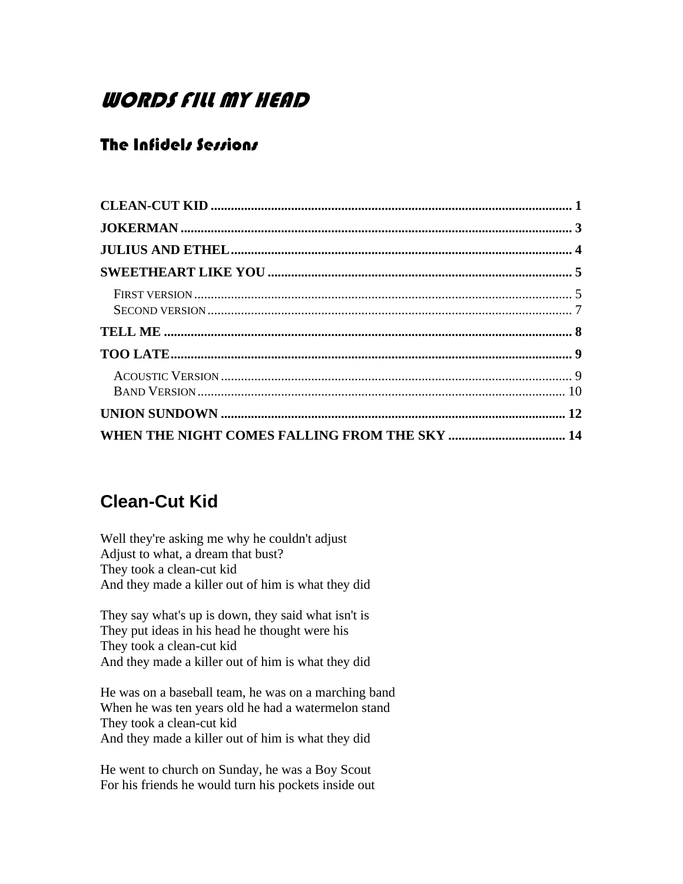# WORDS FILL MY HEAD

## The Infidels Sessions

**CLEAN-CUT KID** ........................................................................................................ 1
**JOKERMAN** ................................................................................................................ 3
**JULIUS AND ETHEL** ................................................................................................... 4
**SWEETHEART LIKE YOU** .......................................................................................... 5

- FIRST VERSION ........................................................................................................ 5
- SECOND VERSION .................................................................................................... 7

**TELL ME** ...................................................................................................................... 8
**TOO LATE** .................................................................................................................... 9

- ACOUSTIC VERSION ................................................................................................ 9
- BAND VERSION ....................................................................................................... 10

**UNION SUNDOWN** .................................................................................................... 12
**WHEN THE NIGHT COMES FALLING FROM THE SKY** .................................. 14

## Clean-Cut Kid

Well they're asking me why he couldn't adjust
Adjust to what, a dream that bust?
They took a clean-cut kid
And they made a killer out of him is what they did

They say what's up is down, they said what isn't is
They put ideas in his head he thought were his
They took a clean-cut kid
And they made a killer out of him is what they did

He was on a baseball team, he was on a marching band
When he was ten years old he had a watermelon stand
They took a clean-cut kid
And they made a killer out of him is what they did

He went to church on Sunday, he was a Boy Scout
For his friends he would turn his pockets inside out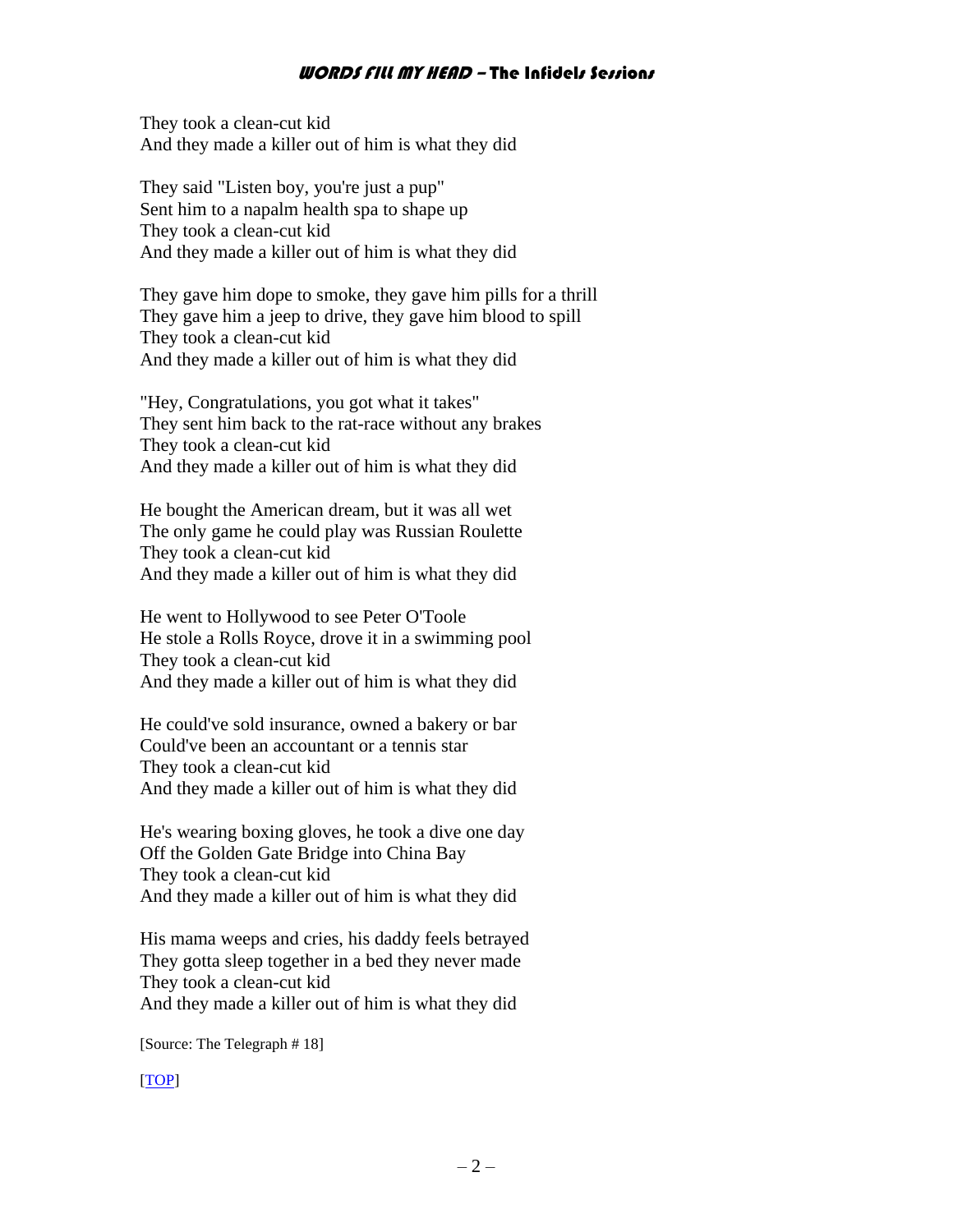They took a clean-cut kid
And they made a killer out of him is what they did

They said "Listen boy, you're just a pup"
Sent him to a napalm health spa to shape up
They took a clean-cut kid
And they made a killer out of him is what they did

They gave him dope to smoke, they gave him pills for a thrill
They gave him a jeep to drive, they gave him blood to spill
They took a clean-cut kid
And they made a killer out of him is what they did

"Hey, Congratulations, you got what it takes"
They sent him back to the rat-race without any brakes
They took a clean-cut kid
And they made a killer out of him is what they did

He bought the American dream, but it was all wet
The only game he could play was Russian Roulette
They took a clean-cut kid
And they made a killer out of him is what they did

He went to Hollywood to see Peter O'Toole
He stole a Rolls Royce, drove it in a swimming pool
They took a clean-cut kid
And they made a killer out of him is what they did

He could've sold insurance, owned a bakery or bar
Could've been an accountant or a tennis star
They took a clean-cut kid
And they made a killer out of him is what they did

He's wearing boxing gloves, he took a dive one day
Off the Golden Gate Bridge into China Bay
They took a clean-cut kid
And they made a killer out of him is what they did

His mama weeps and cries, his daddy feels betrayed
They gotta sleep together in a bed they never made
They took a clean-cut kid
And they made a killer out of him is what they did

[Source: The Telegraph # 18]

[TOP]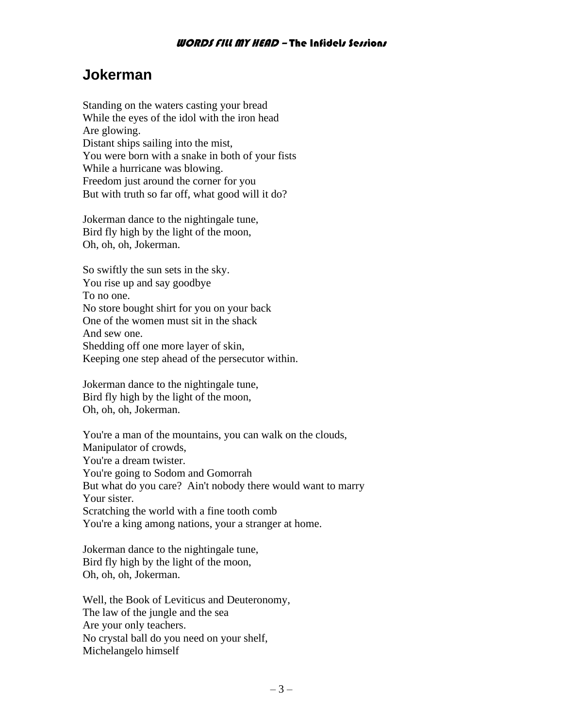## Jokerman

Standing on the waters casting your bread  
While the eyes of the idol with the iron head  
Are glowing.  
Distant ships sailing into the mist,  
You were born with a snake in both of your fists  
While a hurricane was blowing.  
Freedom just around the corner for you  
But with truth so far off, what good will it do?

Jokerman dance to the nightingale tune,  
Bird fly high by the light of the moon,  
Oh, oh, oh, Jokerman.

So swiftly the sun sets in the sky.  
You rise up and say goodbye  
To no one.  
No store bought shirt for you on your back  
One of the women must sit in the shack  
And sew one.  
Shedding off one more layer of skin,  
Keeping one step ahead of the persecutor within.

Jokerman dance to the nightingale tune,  
Bird fly high by the light of the moon,  
Oh, oh, oh, Jokerman.

You're a man of the mountains, you can walk on the clouds,  
Manipulator of crowds,  
You're a dream twister.  
You're going to Sodom and Gomorrah  
But what do you care?  Ain't nobody there would want to marry  
Your sister.  
Scratching the world with a fine tooth comb  
You're a king among nations, your a stranger at home.

Jokerman dance to the nightingale tune,  
Bird fly high by the light of the moon,  
Oh, oh, oh, Jokerman.

Well, the Book of Leviticus and Deuteronomy,  
The law of the jungle and the sea  
Are your only teachers.  
No crystal ball do you need on your shelf,  
Michelangelo himself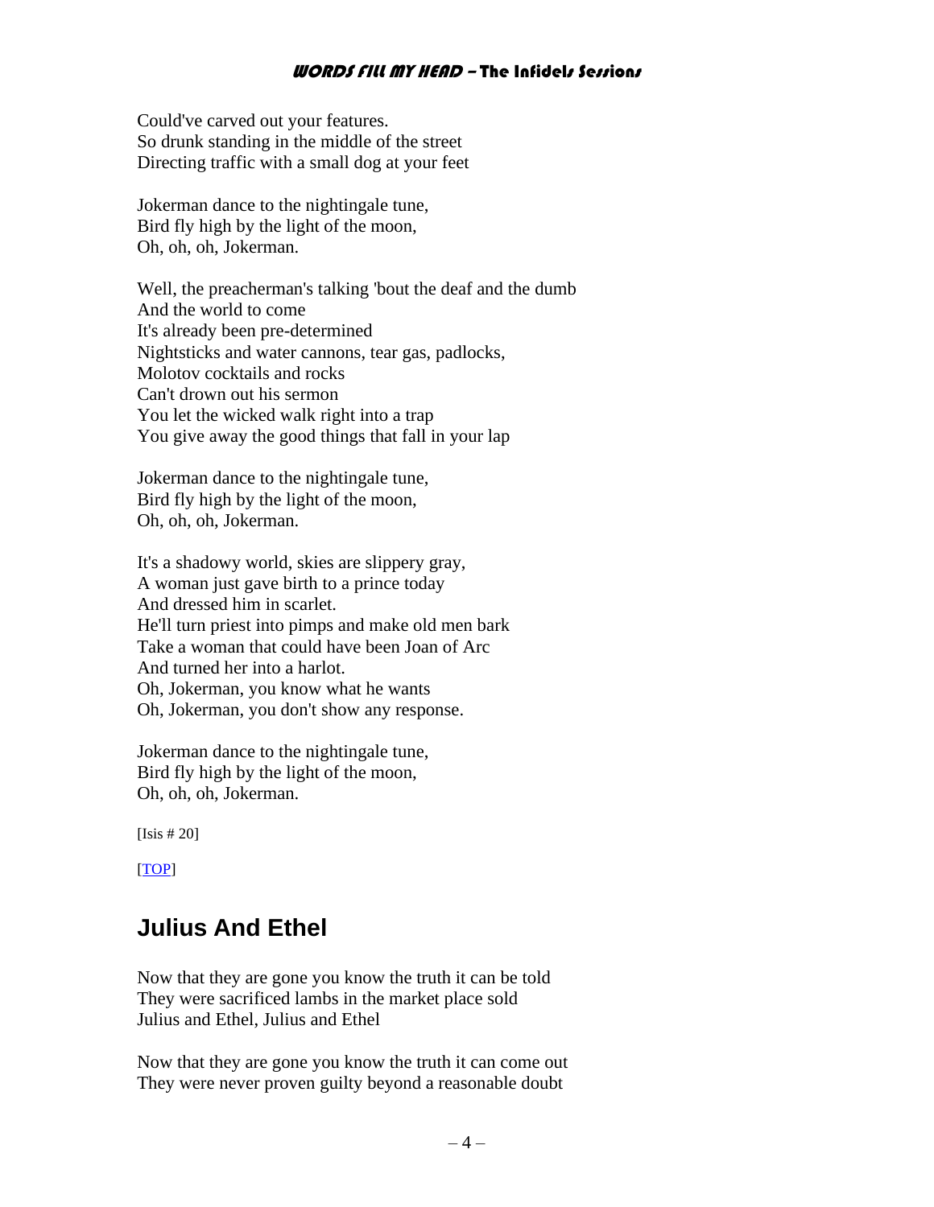Could've carved out your features.
So drunk standing in the middle of the street
Directing traffic with a small dog at your feet

Jokerman dance to the nightingale tune,
Bird fly high by the light of the moon,
Oh, oh, oh, Jokerman.

Well, the preacherman's talking 'bout the deaf and the dumb
And the world to come
It's already been pre-determined
Nightsticks and water cannons, tear gas, padlocks,
Molotov cocktails and rocks
Can't drown out his sermon
You let the wicked walk right into a trap
You give away the good things that fall in your lap

Jokerman dance to the nightingale tune,
Bird fly high by the light of the moon,
Oh, oh, oh, Jokerman.

It's a shadowy world, skies are slippery gray,
A woman just gave birth to a prince today
And dressed him in scarlet.
He'll turn priest into pimps and make old men bark
Take a woman that could have been Joan of Arc
And turned her into a harlot.
Oh, Jokerman, you know what he wants
Oh, Jokerman, you don't show any response.

Jokerman dance to the nightingale tune,
Bird fly high by the light of the moon,
Oh, oh, oh, Jokerman.

[Isis # 20]

[TOP]

## Julius And Ethel

Now that they are gone you know the truth it can be told
They were sacrificed lambs in the market place sold
Julius and Ethel, Julius and Ethel

Now that they are gone you know the truth it can come out
They were never proven guilty beyond a reasonable doubt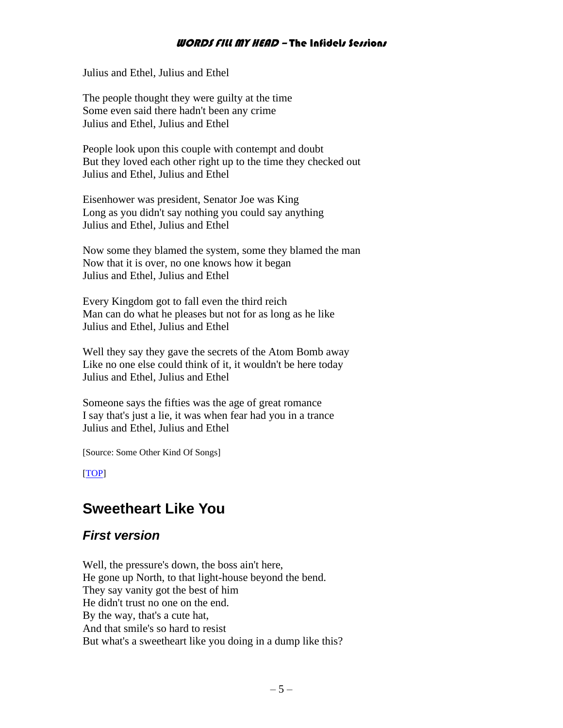Julius and Ethel, Julius and Ethel

The people thought they were guilty at the time
Some even said there hadn't been any crime
Julius and Ethel, Julius and Ethel

People look upon this couple with contempt and doubt
But they loved each other right up to the time they checked out
Julius and Ethel, Julius and Ethel

Eisenhower was president, Senator Joe was King
Long as you didn't say nothing you could say anything
Julius and Ethel, Julius and Ethel

Now some they blamed the system, some they blamed the man
Now that it is over, no one knows how it began
Julius and Ethel, Julius and Ethel

Every Kingdom got to fall even the third reich
Man can do what he pleases but not for as long as he like
Julius and Ethel, Julius and Ethel

Well they say they gave the secrets of the Atom Bomb away
Like no one else could think of it, it wouldn't be here today
Julius and Ethel, Julius and Ethel

Someone says the fifties was the age of great romance
I say that's just a lie, it was when fear had you in a trance
Julius and Ethel, Julius and Ethel

[Source: Some Other Kind Of Songs]

[TOP]

## Sweetheart Like You

### *First version*

Well, the pressure's down, the boss ain't here,
He gone up North, to that light-house beyond the bend.
They say vanity got the best of him
He didn't trust no one on the end.
By the way, that's a cute hat,
And that smile's so hard to resist
But what's a sweetheart like you doing in a dump like this?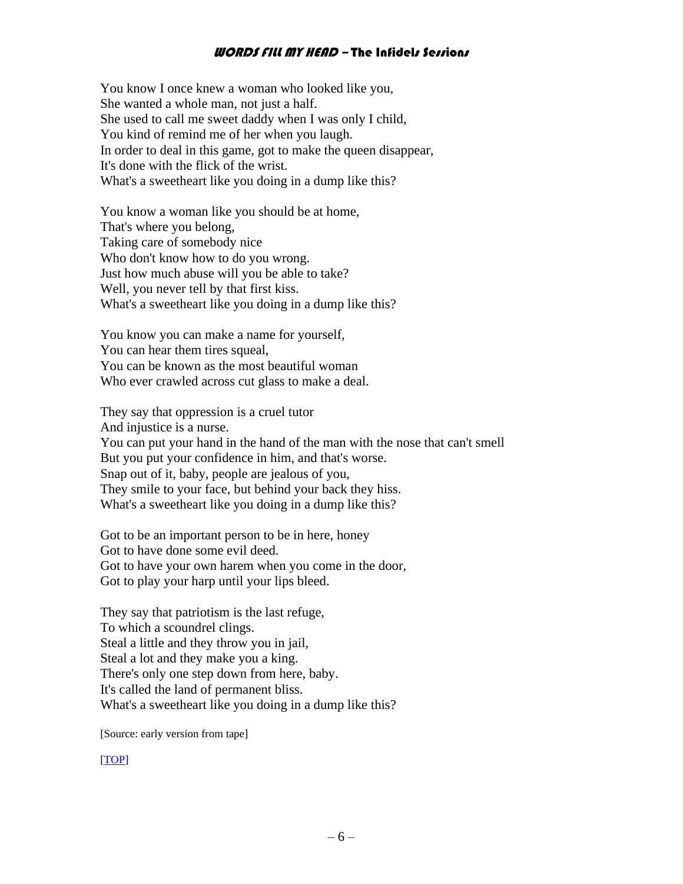You know I once knew a woman who looked like you,  
She wanted a whole man, not just a half.  
She used to call me sweet daddy when I was only I child,  
You kind of remind me of her when you laugh.  
In order to deal in this game, got to make the queen disappear,  
It's done with the flick of the wrist.  
What's a sweetheart like you doing in a dump like this?

You know a woman like you should be at home,  
That's where you belong,  
Taking care of somebody nice  
Who don't know how to do you wrong.  
Just how much abuse will you be able to take?  
Well, you never tell by that first kiss.  
What's a sweetheart like you doing in a dump like this?

You know you can make a name for yourself,  
You can hear them tires squeal,  
You can be known as the most beautiful woman  
Who ever crawled across cut glass to make a deal.

They say that oppression is a cruel tutor  
And injustice is a nurse.  
You can put your hand in the hand of the man with the nose that can't smell  
But you put your confidence in him, and that's worse.  
Snap out of it, baby, people are jealous of you,  
They smile to your face, but behind your back they hiss.  
What's a sweetheart like you doing in a dump like this?

Got to be an important person to be in here, honey  
Got to have done some evil deed.  
Got to have your own harem when you come in the door,  
Got to play your harp until your lips bleed.

They say that patriotism is the last refuge,  
To which a scoundrel clings.  
Steal a little and they throw you in jail,  
Steal a lot and they make you a king.  
There's only one step down from here, baby.  
It's called the land of permanent bliss.  
What's a sweetheart like you doing in a dump like this?

[Source: early version from tape]

[TOP]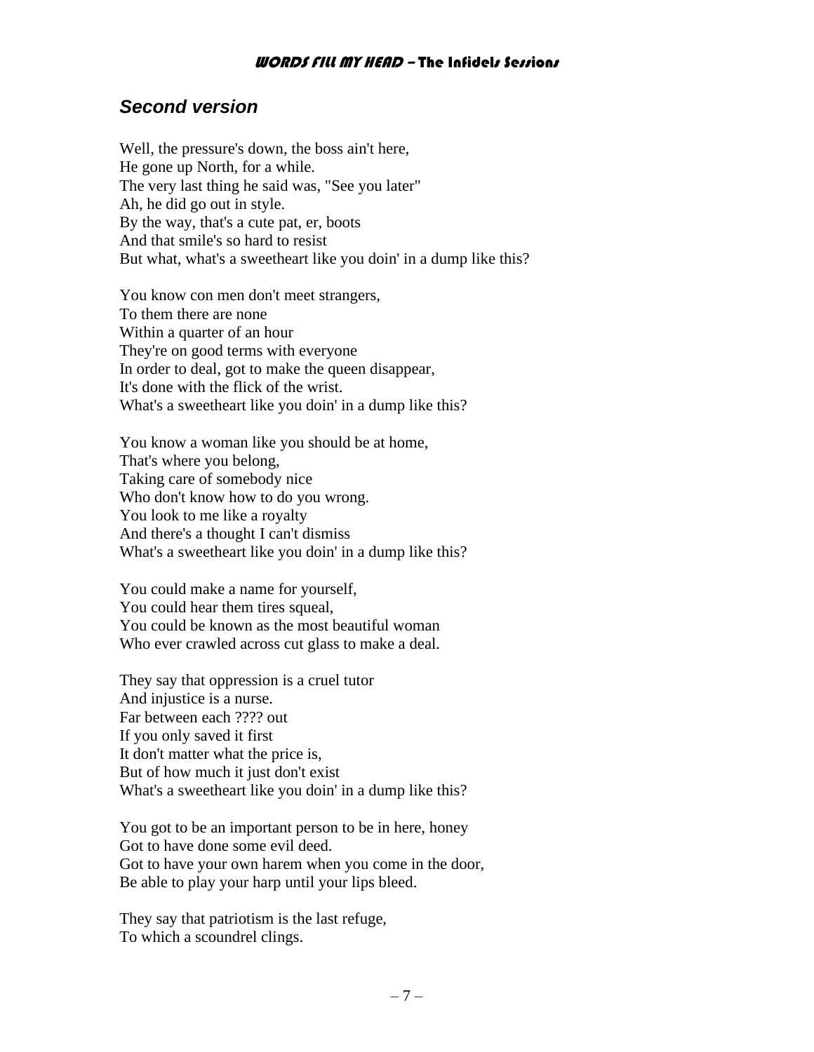## *Second version*

Well, the pressure's down, the boss ain't here,
He gone up North, for a while.
The very last thing he said was, "See you later"
Ah, he did go out in style.
By the way, that's a cute pat, er, boots
And that smile's so hard to resist
But what, what's a sweetheart like you doin' in a dump like this?

You know con men don't meet strangers,
To them there are none
Within a quarter of an hour
They're on good terms with everyone
In order to deal, got to make the queen disappear,
It's done with the flick of the wrist.
What's a sweetheart like you doin' in a dump like this?

You know a woman like you should be at home,
That's where you belong,
Taking care of somebody nice
Who don't know how to do you wrong.
You look to me like a royalty
And there's a thought I can't dismiss
What's a sweetheart like you doin' in a dump like this?

You could make a name for yourself,
You could hear them tires squeal,
You could be known as the most beautiful woman
Who ever crawled across cut glass to make a deal.

They say that oppression is a cruel tutor
And injustice is a nurse.
Far between each ???? out
If you only saved it first
It don't matter what the price is,
But of how much it just don't exist
What's a sweetheart like you doin' in a dump like this?

You got to be an important person to be in here, honey
Got to have done some evil deed.
Got to have your own harem when you come in the door,
Be able to play your harp until your lips bleed.

They say that patriotism is the last refuge,
To which a scoundrel clings.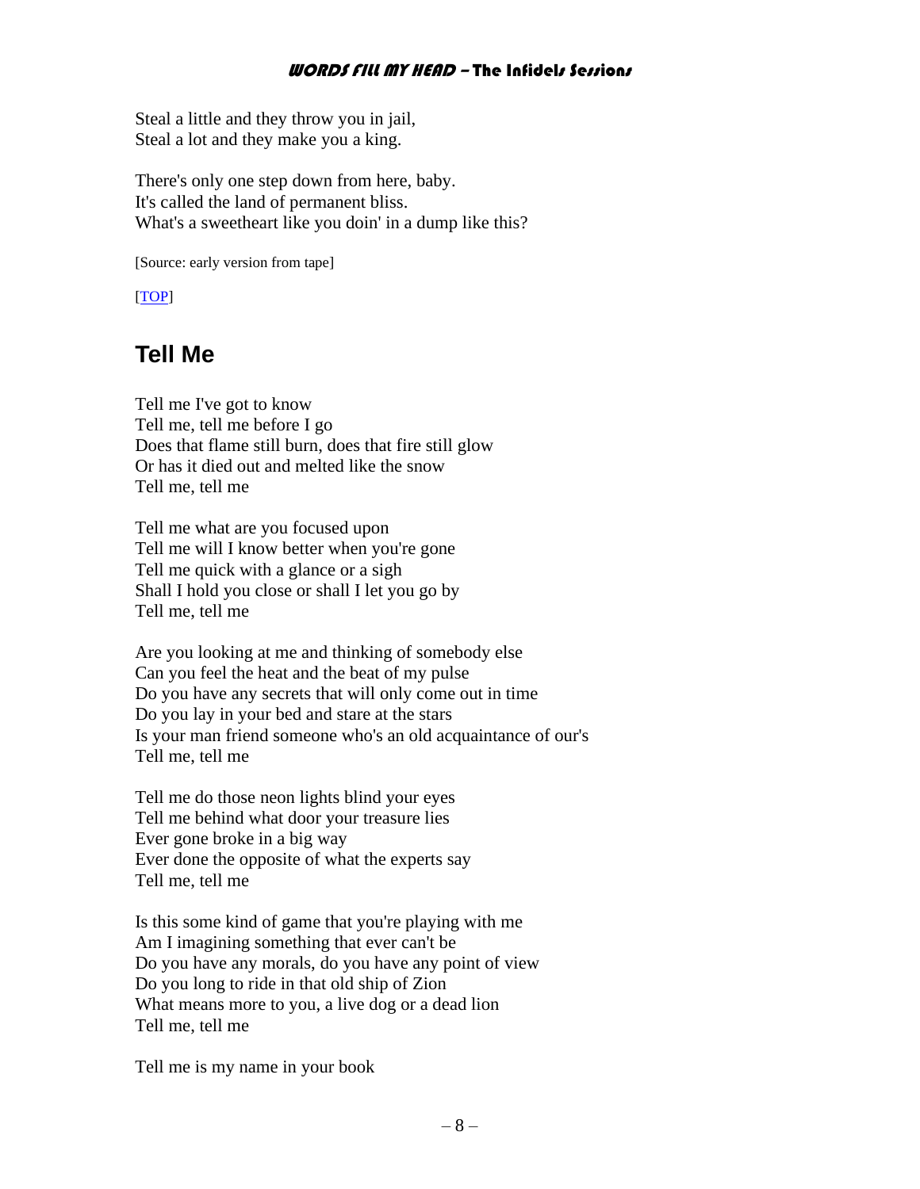Steal a little and they throw you in jail,
Steal a lot and they make you a king.

There's only one step down from here, baby.
It's called the land of permanent bliss.
What's a sweetheart like you doin' in a dump like this?

[Source: early version from tape]

[TOP]

## Tell Me

Tell me I've got to know
Tell me, tell me before I go
Does that flame still burn, does that fire still glow
Or has it died out and melted like the snow
Tell me, tell me

Tell me what are you focused upon
Tell me will I know better when you're gone
Tell me quick with a glance or a sigh
Shall I hold you close or shall I let you go by
Tell me, tell me

Are you looking at me and thinking of somebody else
Can you feel the heat and the beat of my pulse
Do you have any secrets that will only come out in time
Do you lay in your bed and stare at the stars
Is your man friend someone who's an old acquaintance of our's
Tell me, tell me

Tell me do those neon lights blind your eyes
Tell me behind what door your treasure lies
Ever gone broke in a big way
Ever done the opposite of what the experts say
Tell me, tell me

Is this some kind of game that you're playing with me
Am I imagining something that ever can't be
Do you have any morals, do you have any point of view
Do you long to ride in that old ship of Zion
What means more to you, a live dog or a dead lion
Tell me, tell me

Tell me is my name in your book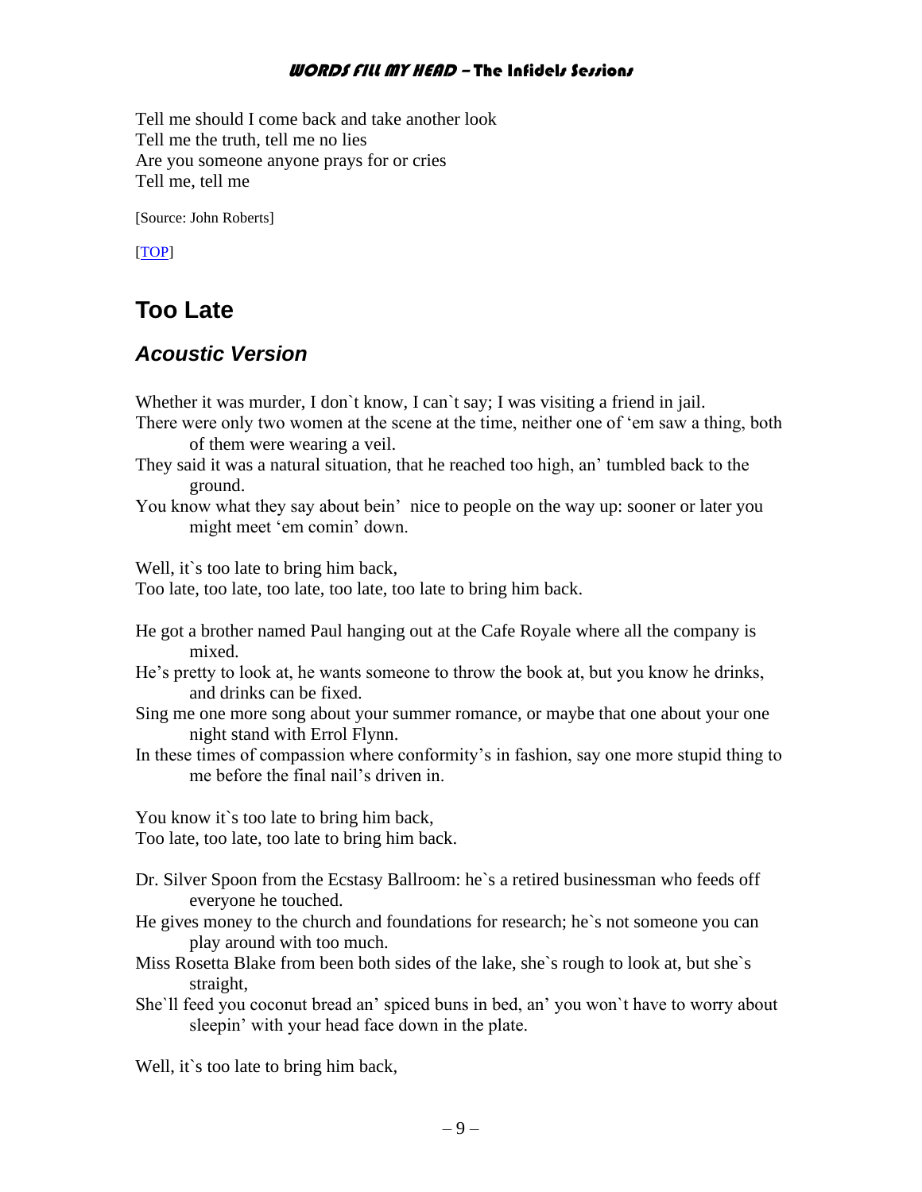Tell me should I come back and take another look
Tell me the truth, tell me no lies
Are you someone anyone prays for or cries
Tell me, tell me

[Source: John Roberts]

[TOP]

## Too Late

### *Acoustic Version*

Whether it was murder, I don`t know, I can`t say; I was visiting a friend in jail.
There were only two women at the scene at the time, neither one of ‘em saw a thing, both of them were wearing a veil.
They said it was a natural situation, that he reached too high, an’ tumbled back to the ground.
You know what they say about bein’  nice to people on the way up: sooner or later you might meet ‘em comin’ down.

Well, it`s too late to bring him back,
Too late, too late, too late, too late, too late to bring him back.

He got a brother named Paul hanging out at the Cafe Royale where all the company is mixed.
He’s pretty to look at, he wants someone to throw the book at, but you know he drinks, and drinks can be fixed.
Sing me one more song about your summer romance, or maybe that one about your one night stand with Errol Flynn.
In these times of compassion where conformity’s in fashion, say one more stupid thing to me before the final nail’s driven in.

You know it`s too late to bring him back,
Too late, too late, too late to bring him back.

Dr. Silver Spoon from the Ecstasy Ballroom: he`s a retired businessman who feeds off everyone he touched.
He gives money to the church and foundations for research; he`s not someone you can play around with too much.
Miss Rosetta Blake from been both sides of the lake, she`s rough to look at, but she`s straight,
She`ll feed you coconut bread an’ spiced buns in bed, an’ you won`t have to worry about sleepin’ with your head face down in the plate.

Well, it`s too late to bring him back,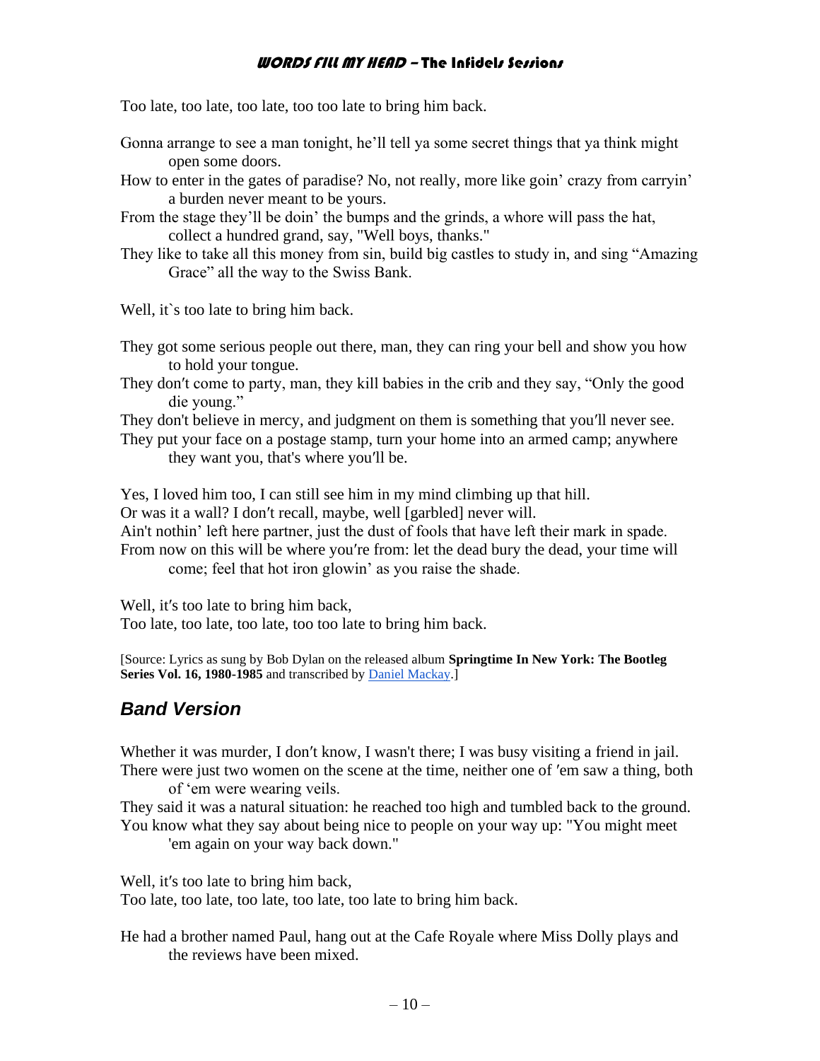Too late, too late, too late, too too late to bring him back.

Gonna arrange to see a man tonight, he'll tell ya some secret things that ya think might open some doors.
How to enter in the gates of paradise? No, not really, more like goin' crazy from carryin' a burden never meant to be yours.
From the stage they'll be doin' the bumps and the grinds, a whore will pass the hat, collect a hundred grand, say, "Well boys, thanks."
They like to take all this money from sin, build big castles to study in, and sing "Amazing Grace" all the way to the Swiss Bank.

Well, it`s too late to bring him back.

They got some serious people out there, man, they can ring your bell and show you how to hold your tongue.
They don′t come to party, man, they kill babies in the crib and they say, "Only the good die young."
They don't believe in mercy, and judgment on them is something that you′ll never see.
They put your face on a postage stamp, turn your home into an armed camp; anywhere they want you, that's where you′ll be.

Yes, I loved him too, I can still see him in my mind climbing up that hill.
Or was it a wall? I don′t recall, maybe, well [garbled] never will.
Ain't nothin' left here partner, just the dust of fools that have left their mark in spade.
From now on this will be where you′re from: let the dead bury the dead, your time will come; feel that hot iron glowin' as you raise the shade.

Well, it′s too late to bring him back,
Too late, too late, too late, too too late to bring him back.

[Source: Lyrics as sung by Bob Dylan on the released album **Springtime In New York: The Bootleg Series Vol. 16, 1980-1985** and transcribed by Daniel Mackay.]

## *Band Version*

Whether it was murder, I don′t know, I wasn't there; I was busy visiting a friend in jail.
There were just two women on the scene at the time, neither one of ′em saw a thing, both of 'em were wearing veils.
They said it was a natural situation: he reached too high and tumbled back to the ground.
You know what they say about being nice to people on your way up: "You might meet 'em again on your way back down."

Well, it′s too late to bring him back,
Too late, too late, too late, too late, too late to bring him back.

He had a brother named Paul, hang out at the Cafe Royale where Miss Dolly plays and the reviews have been mixed.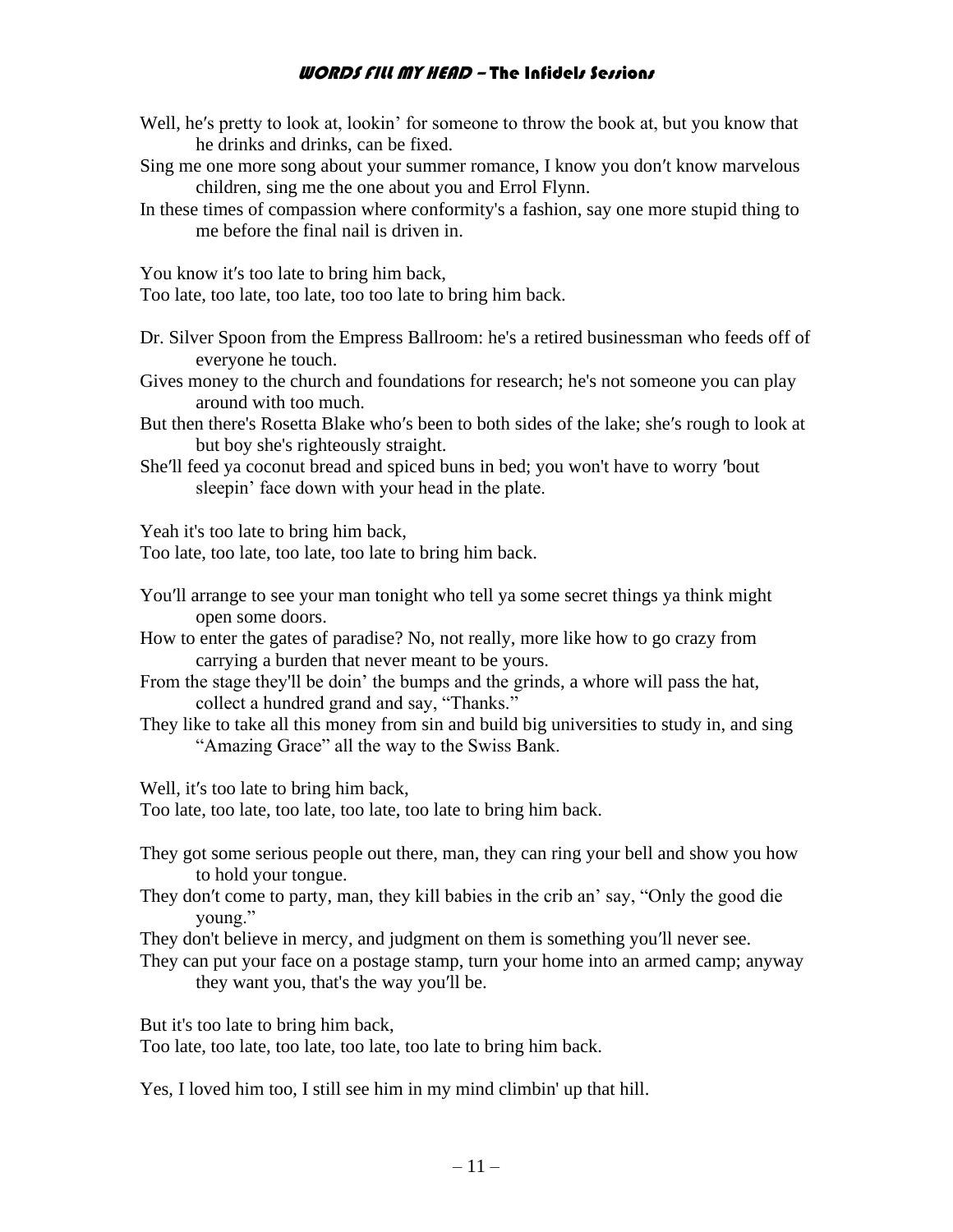Well, he′s pretty to look at, lookin' for someone to throw the book at, but you know that he drinks and drinks, can be fixed.
Sing me one more song about your summer romance, I know you don′t know marvelous children, sing me the one about you and Errol Flynn.
In these times of compassion where conformity's a fashion, say one more stupid thing to me before the final nail is driven in.

You know it′s too late to bring him back,
Too late, too late, too late, too too late to bring him back.

Dr. Silver Spoon from the Empress Ballroom: he's a retired businessman who feeds off of everyone he touch.
Gives money to the church and foundations for research; he's not someone you can play around with too much.
But then there's Rosetta Blake who′s been to both sides of the lake; she′s rough to look at but boy she's righteously straight.
She′ll feed ya coconut bread and spiced buns in bed; you won't have to worry ′bout sleepin' face down with your head in the plate.

Yeah it's too late to bring him back,
Too late, too late, too late, too late to bring him back.

You′ll arrange to see your man tonight who tell ya some secret things ya think might open some doors.
How to enter the gates of paradise? No, not really, more like how to go crazy from carrying a burden that never meant to be yours.
From the stage they'll be doin' the bumps and the grinds, a whore will pass the hat, collect a hundred grand and say, "Thanks."
They like to take all this money from sin and build big universities to study in, and sing "Amazing Grace" all the way to the Swiss Bank.

Well, it′s too late to bring him back,
Too late, too late, too late, too late, too late to bring him back.

They got some serious people out there, man, they can ring your bell and show you how to hold your tongue.
They don′t come to party, man, they kill babies in the crib an' say, "Only the good die young."
They don't believe in mercy, and judgment on them is something you′ll never see.
They can put your face on a postage stamp, turn your home into an armed camp; anyway they want you, that's the way you′ll be.

But it's too late to bring him back,
Too late, too late, too late, too late, too late to bring him back.

Yes, I loved him too, I still see him in my mind climbin' up that hill.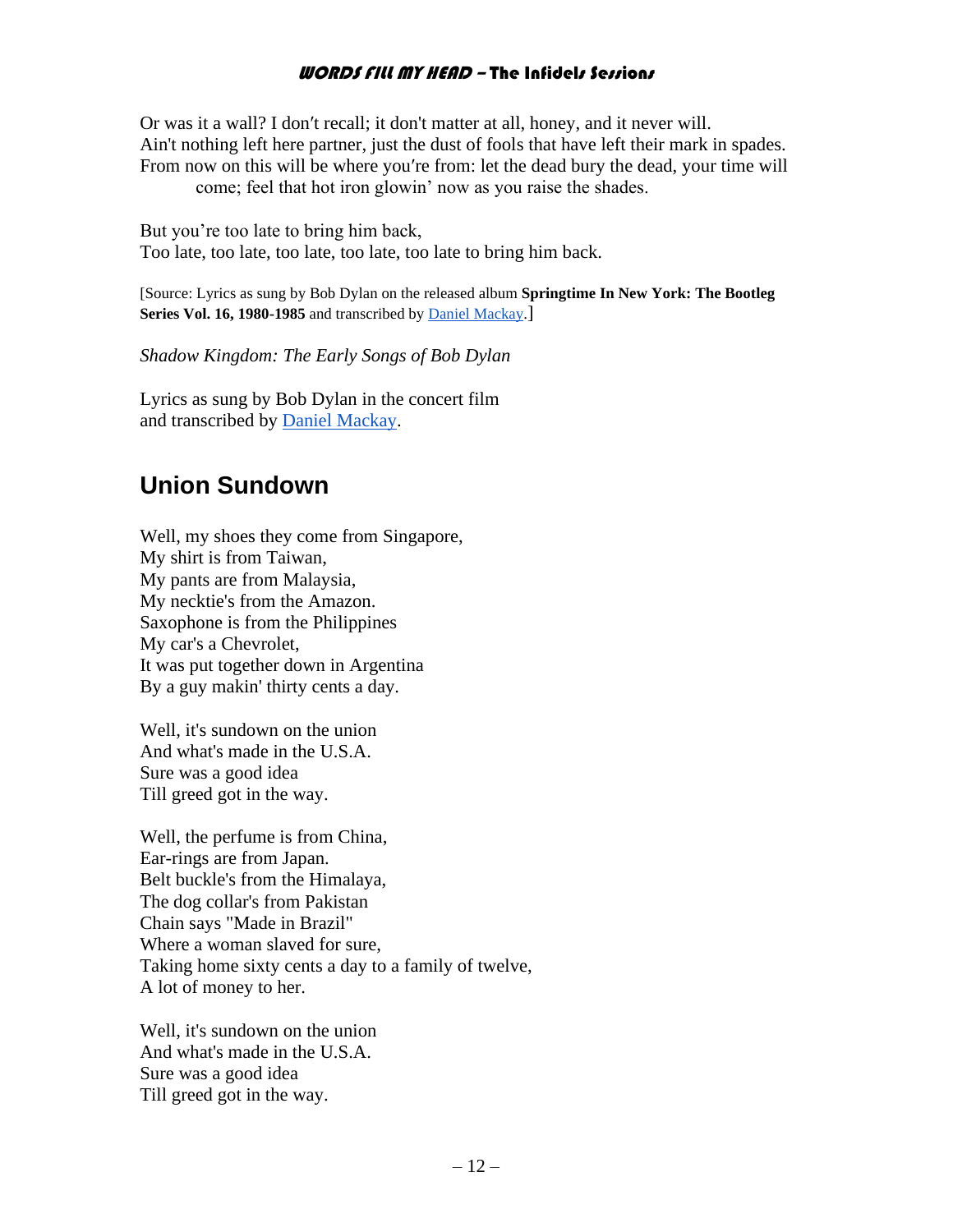Or was it a wall? I don′t recall; it don't matter at all, honey, and it never will.
Ain't nothing left here partner, just the dust of fools that have left their mark in spades.
From now on this will be where you′re from: let the dead bury the dead, your time will come; feel that hot iron glowin' now as you raise the shades.

But you're too late to bring him back,
Too late, too late, too late, too late, too late to bring him back.

[Source: Lyrics as sung by Bob Dylan on the released album **Springtime In New York: The Bootleg Series Vol. 16, 1980-1985** and transcribed by Daniel Mackay.]

*Shadow Kingdom: The Early Songs of Bob Dylan*

Lyrics as sung by Bob Dylan in the concert film
and transcribed by Daniel Mackay.

## Union Sundown

Well, my shoes they come from Singapore,
My shirt is from Taiwan,
My pants are from Malaysia,
My necktie's from the Amazon.
Saxophone is from the Philippines
My car's a Chevrolet,
It was put together down in Argentina
By a guy makin' thirty cents a day.

Well, it's sundown on the union
And what's made in the U.S.A.
Sure was a good idea
Till greed got in the way.

Well, the perfume is from China,
Ear-rings are from Japan.
Belt buckle's from the Himalaya,
The dog collar's from Pakistan
Chain says "Made in Brazil"
Where a woman slaved for sure,
Taking home sixty cents a day to a family of twelve,
A lot of money to her.

Well, it's sundown on the union
And what's made in the U.S.A.
Sure was a good idea
Till greed got in the way.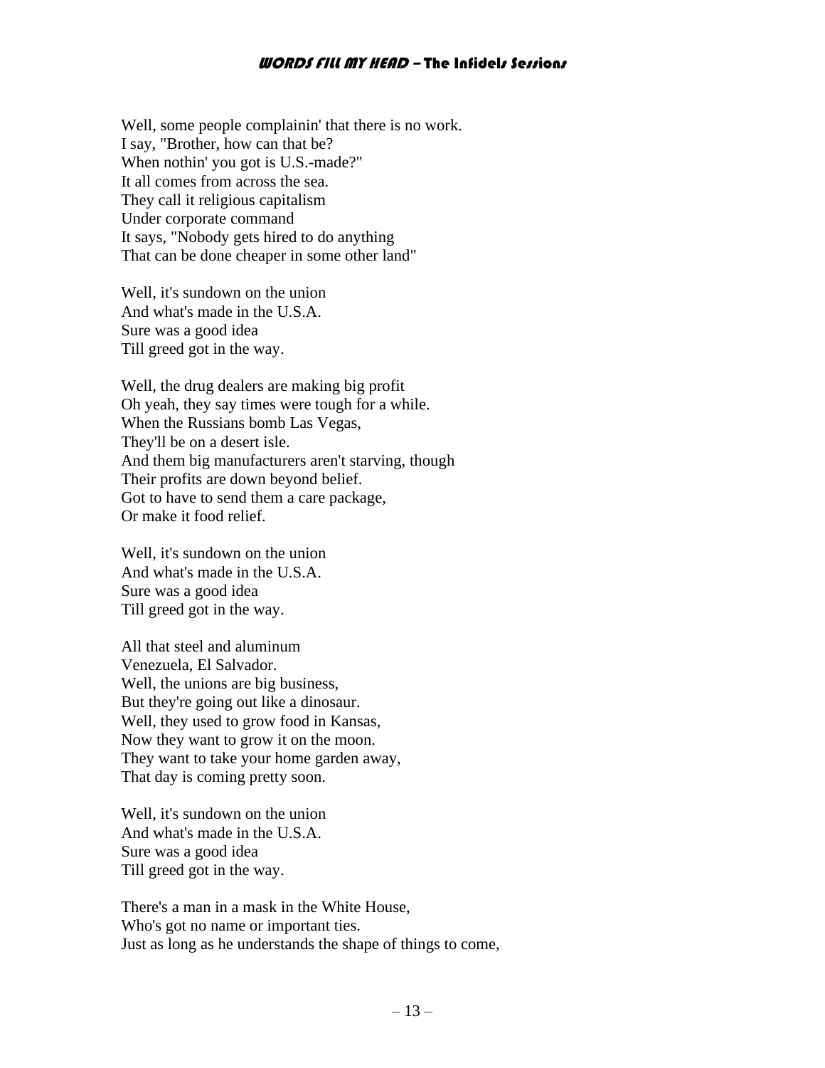Well, some people complainin' that there is no work.
I say, "Brother, how can that be?
When nothin' you got is U.S.-made?"
It all comes from across the sea.
They call it religious capitalism
Under corporate command
It says, "Nobody gets hired to do anything
That can be done cheaper in some other land"

Well, it's sundown on the union
And what's made in the U.S.A.
Sure was a good idea
Till greed got in the way.

Well, the drug dealers are making big profit
Oh yeah, they say times were tough for a while.
When the Russians bomb Las Vegas,
They'll be on a desert isle.
And them big manufacturers aren't starving, though
Their profits are down beyond belief.
Got to have to send them a care package,
Or make it food relief.

Well, it's sundown on the union
And what's made in the U.S.A.
Sure was a good idea
Till greed got in the way.

All that steel and aluminum
Venezuela, El Salvador.
Well, the unions are big business,
But they're going out like a dinosaur.
Well, they used to grow food in Kansas,
Now they want to grow it on the moon.
They want to take your home garden away,
That day is coming pretty soon.

Well, it's sundown on the union
And what's made in the U.S.A.
Sure was a good idea
Till greed got in the way.

There's a man in a mask in the White House,
Who's got no name or important ties.
Just as long as he understands the shape of things to come,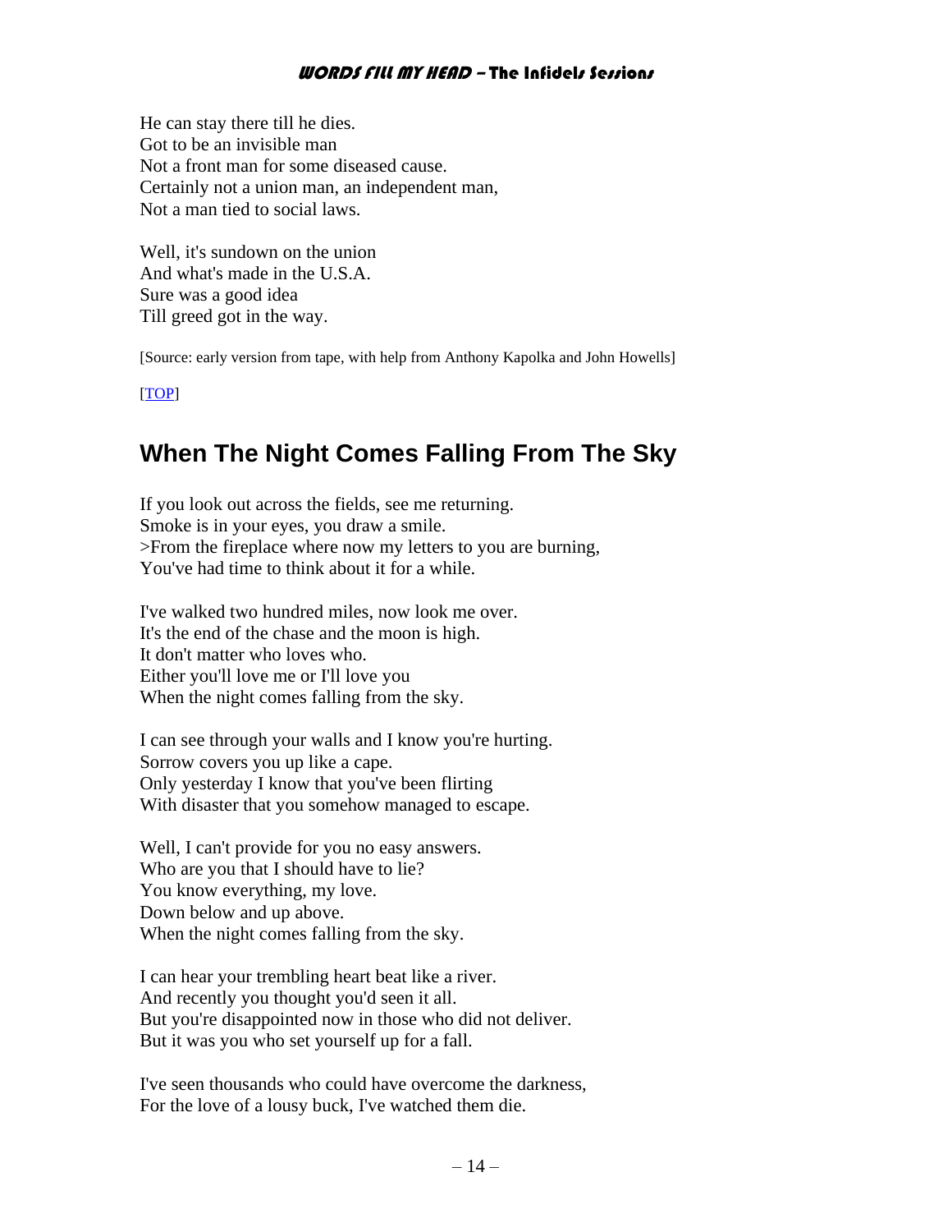He can stay there till he dies.
Got to be an invisible man
Not a front man for some diseased cause.
Certainly not a union man, an independent man,
Not a man tied to social laws.

Well, it's sundown on the union
And what's made in the U.S.A.
Sure was a good idea
Till greed got in the way.

[Source: early version from tape, with help from Anthony Kapolka and John Howells]

[TOP]

## When The Night Comes Falling From The Sky

If you look out across the fields, see me returning.
Smoke is in your eyes, you draw a smile.
>From the fireplace where now my letters to you are burning,
You've had time to think about it for a while.

I've walked two hundred miles, now look me over.
It's the end of the chase and the moon is high.
It don't matter who loves who.
Either you'll love me or I'll love you
When the night comes falling from the sky.

I can see through your walls and I know you're hurting.
Sorrow covers you up like a cape.
Only yesterday I know that you've been flirting
With disaster that you somehow managed to escape.

Well, I can't provide for you no easy answers.
Who are you that I should have to lie?
You know everything, my love.
Down below and up above.
When the night comes falling from the sky.

I can hear your trembling heart beat like a river.
And recently you thought you'd seen it all.
But you're disappointed now in those who did not deliver.
But it was you who set yourself up for a fall.

I've seen thousands who could have overcome the darkness,
For the love of a lousy buck, I've watched them die.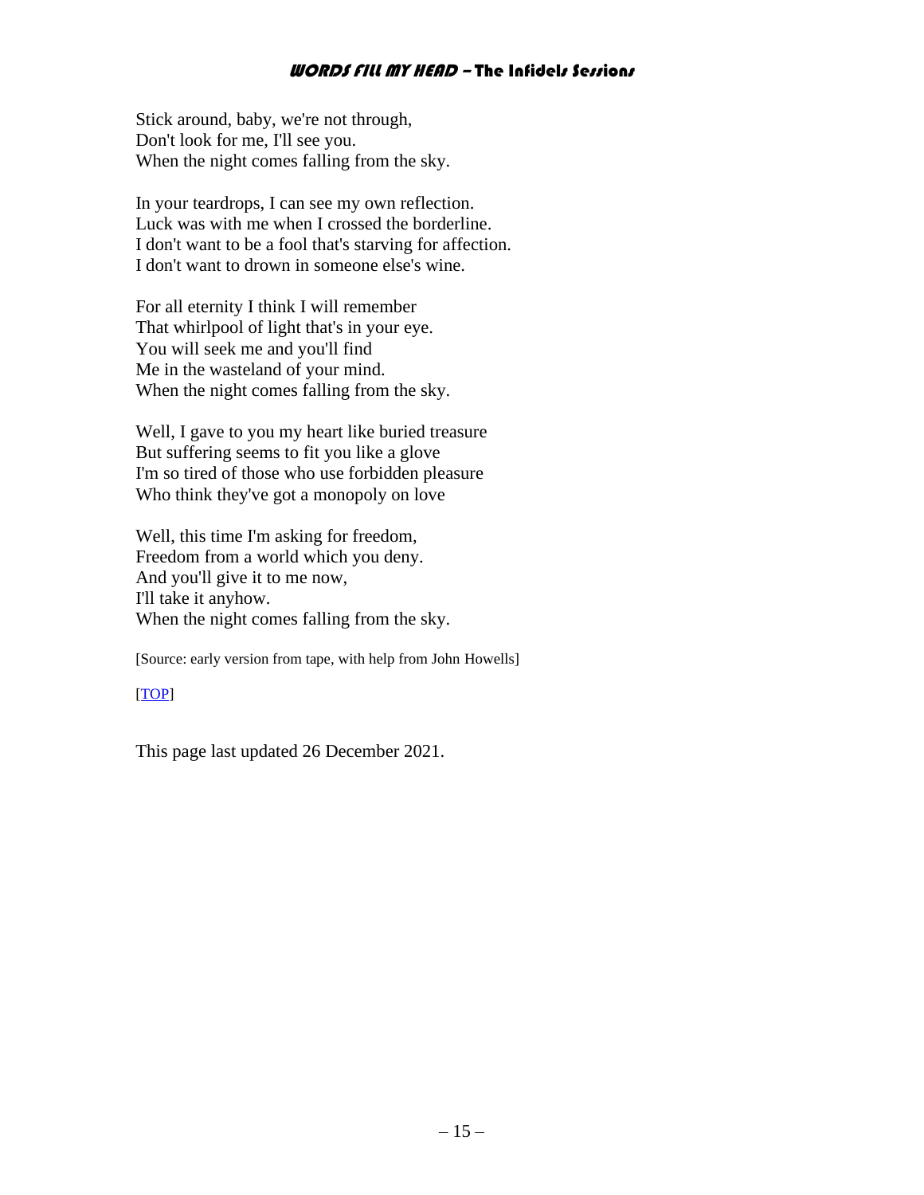Stick around, baby, we're not through,
Don't look for me, I'll see you.
When the night comes falling from the sky.

In your teardrops, I can see my own reflection.
Luck was with me when I crossed the borderline.
I don't want to be a fool that's starving for affection.
I don't want to drown in someone else's wine.

For all eternity I think I will remember
That whirlpool of light that's in your eye.
You will seek me and you'll find
Me in the wasteland of your mind.
When the night comes falling from the sky.

Well, I gave to you my heart like buried treasure
But suffering seems to fit you like a glove
I'm so tired of those who use forbidden pleasure
Who think they've got a monopoly on love

Well, this time I'm asking for freedom,
Freedom from a world which you deny.
And you'll give it to me now,
I'll take it anyhow.
When the night comes falling from the sky.

[Source: early version from tape, with help from John Howells]

[TOP]

This page last updated 26 December 2021.